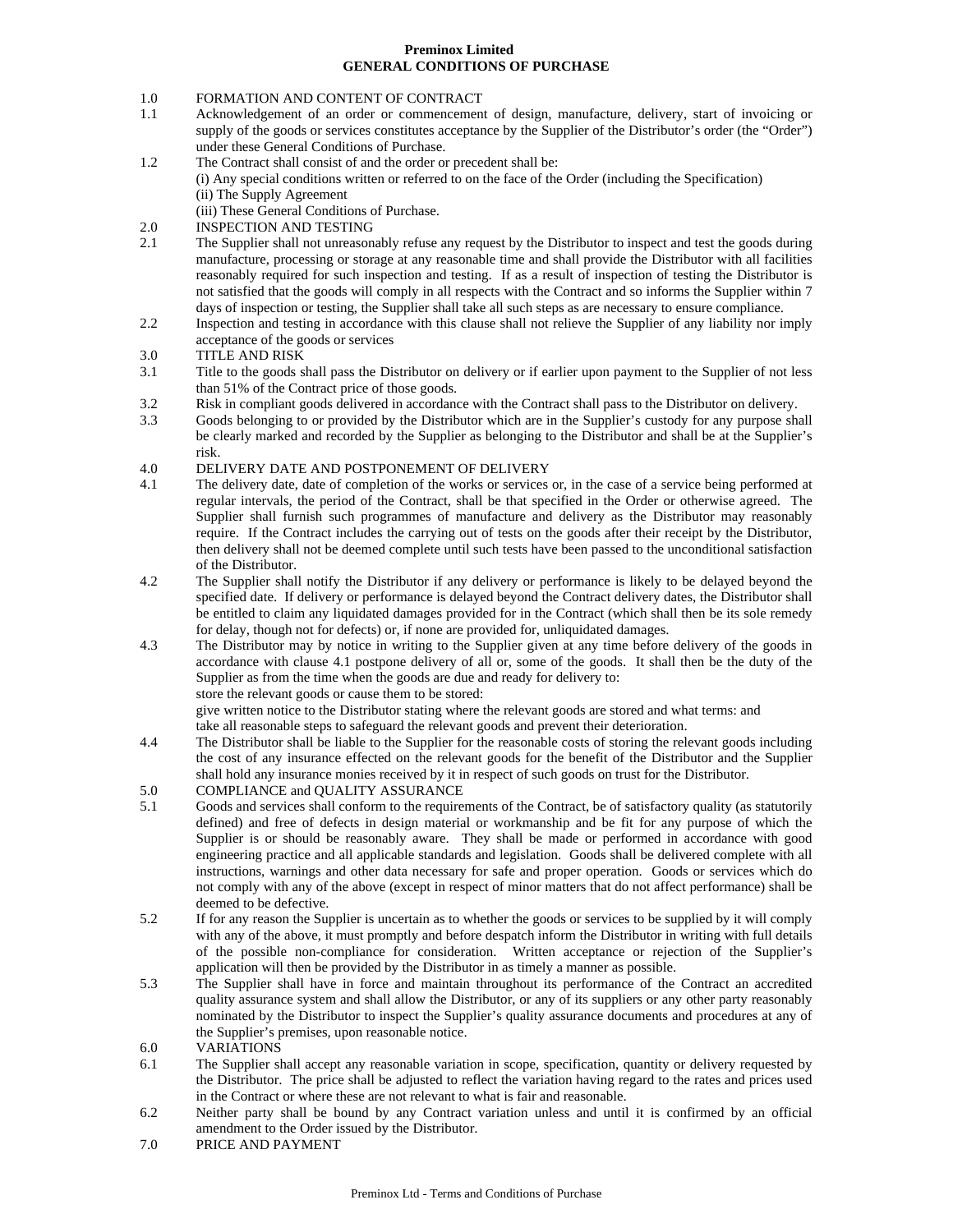**Preminox Limited**
**GENERAL CONDITIONS OF PURCHASE**

1.0 FORMATION AND CONTENT OF CONTRACT

1.1 Acknowledgement of an order or commencement of design, manufacture, delivery, start of invoicing or supply of the goods or services constitutes acceptance by the Supplier of the Distributor's order (the "Order") under these General Conditions of Purchase.

1.2 The Contract shall consist of and the order or precedent shall be:
(i) Any special conditions written or referred to on the face of the Order (including the Specification)
(ii) The Supply Agreement
(iii) These General Conditions of Purchase.

2.0 INSPECTION AND TESTING

2.1 The Supplier shall not unreasonably refuse any request by the Distributor to inspect and test the goods during manufacture, processing or storage at any reasonable time and shall provide the Distributor with all facilities reasonably required for such inspection and testing. If as a result of inspection of testing the Distributor is not satisfied that the goods will comply in all respects with the Contract and so informs the Supplier within 7 days of inspection or testing, the Supplier shall take all such steps as are necessary to ensure compliance.

2.2 Inspection and testing in accordance with this clause shall not relieve the Supplier of any liability nor imply acceptance of the goods or services

3.0 TITLE AND RISK

3.1 Title to the goods shall pass the Distributor on delivery or if earlier upon payment to the Supplier of not less than 51% of the Contract price of those goods.

3.2 Risk in compliant goods delivered in accordance with the Contract shall pass to the Distributor on delivery.

3.3 Goods belonging to or provided by the Distributor which are in the Supplier's custody for any purpose shall be clearly marked and recorded by the Supplier as belonging to the Distributor and shall be at the Supplier's risk.

4.0 DELIVERY DATE AND POSTPONEMENT OF DELIVERY

4.1 The delivery date, date of completion of the works or services or, in the case of a service being performed at regular intervals, the period of the Contract, shall be that specified in the Order or otherwise agreed. The Supplier shall furnish such programmes of manufacture and delivery as the Distributor may reasonably require. If the Contract includes the carrying out of tests on the goods after their receipt by the Distributor, then delivery shall not be deemed complete until such tests have been passed to the unconditional satisfaction of the Distributor.

4.2 The Supplier shall notify the Distributor if any delivery or performance is likely to be delayed beyond the specified date. If delivery or performance is delayed beyond the Contract delivery dates, the Distributor shall be entitled to claim any liquidated damages provided for in the Contract (which shall then be its sole remedy for delay, though not for defects) or, if none are provided for, unliquidated damages.

4.3 The Distributor may by notice in writing to the Supplier given at any time before delivery of the goods in accordance with clause 4.1 postpone delivery of all or, some of the goods. It shall then be the duty of the Supplier as from the time when the goods are due and ready for delivery to:
store the relevant goods or cause them to be stored:
give written notice to the Distributor stating where the relevant goods are stored and what terms: and
take all reasonable steps to safeguard the relevant goods and prevent their deterioration.

4.4 The Distributor shall be liable to the Supplier for the reasonable costs of storing the relevant goods including the cost of any insurance effected on the relevant goods for the benefit of the Distributor and the Supplier shall hold any insurance monies received by it in respect of such goods on trust for the Distributor.

5.0 COMPLIANCE and QUALITY ASSURANCE

5.1 Goods and services shall conform to the requirements of the Contract, be of satisfactory quality (as statutorily defined) and free of defects in design material or workmanship and be fit for any purpose of which the Supplier is or should be reasonably aware. They shall be made or performed in accordance with good engineering practice and all applicable standards and legislation. Goods shall be delivered complete with all instructions, warnings and other data necessary for safe and proper operation. Goods or services which do not comply with any of the above (except in respect of minor matters that do not affect performance) shall be deemed to be defective.

5.2 If for any reason the Supplier is uncertain as to whether the goods or services to be supplied by it will comply with any of the above, it must promptly and before despatch inform the Distributor in writing with full details of the possible non-compliance for consideration. Written acceptance or rejection of the Supplier's application will then be provided by the Distributor in as timely a manner as possible.

5.3 The Supplier shall have in force and maintain throughout its performance of the Contract an accredited quality assurance system and shall allow the Distributor, or any of its suppliers or any other party reasonably nominated by the Distributor to inspect the Supplier's quality assurance documents and procedures at any of the Supplier's premises, upon reasonable notice.

6.0 VARIATIONS

6.1 The Supplier shall accept any reasonable variation in scope, specification, quantity or delivery requested by the Distributor. The price shall be adjusted to reflect the variation having regard to the rates and prices used in the Contract or where these are not relevant to what is fair and reasonable.

6.2 Neither party shall be bound by any Contract variation unless and until it is confirmed by an official amendment to the Order issued by the Distributor.

7.0 PRICE AND PAYMENT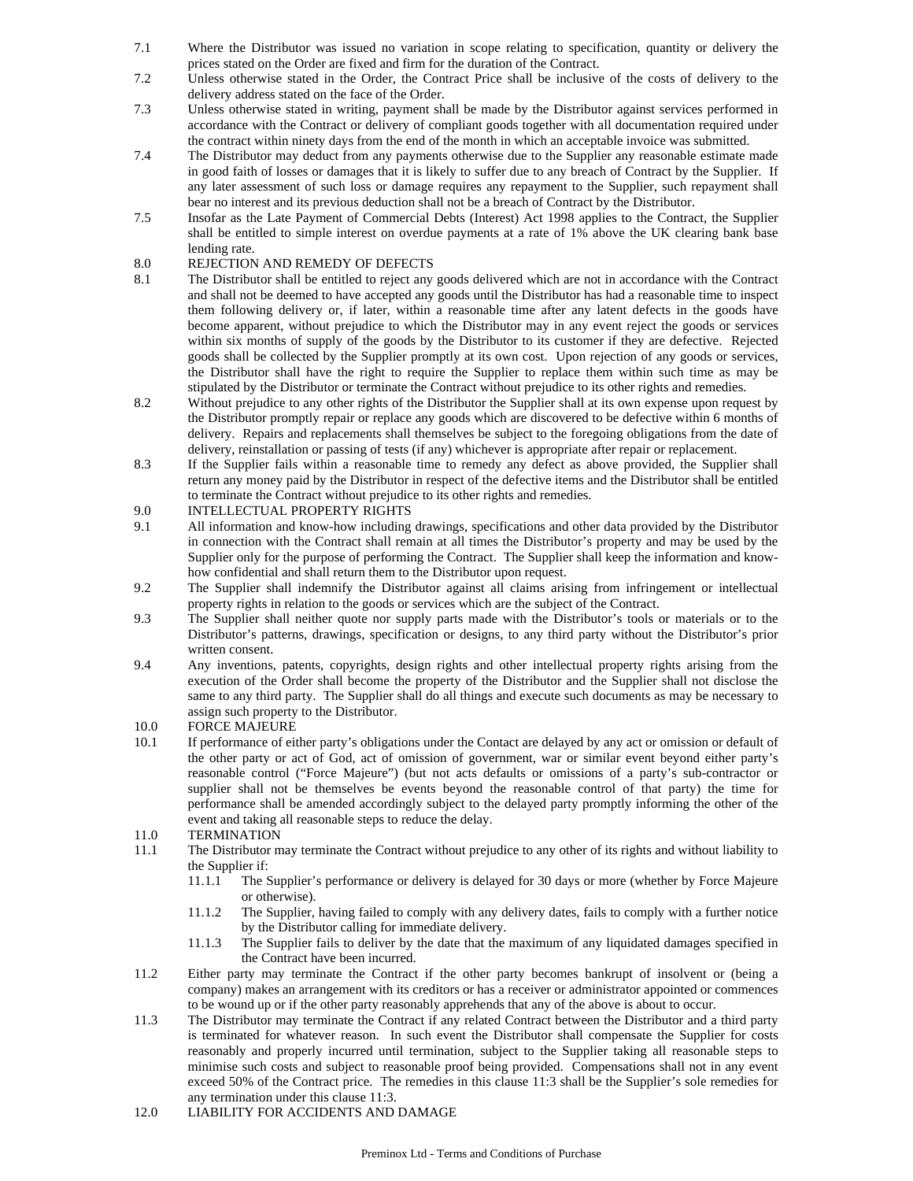7.1 Where the Distributor was issued no variation in scope relating to specification, quantity or delivery the prices stated on the Order are fixed and firm for the duration of the Contract.

7.2 Unless otherwise stated in the Order, the Contract Price shall be inclusive of the costs of delivery to the delivery address stated on the face of the Order.

7.3 Unless otherwise stated in writing, payment shall be made by the Distributor against services performed in accordance with the Contract or delivery of compliant goods together with all documentation required under the contract within ninety days from the end of the month in which an acceptable invoice was submitted.

7.4 The Distributor may deduct from any payments otherwise due to the Supplier any reasonable estimate made in good faith of losses or damages that it is likely to suffer due to any breach of Contract by the Supplier. If any later assessment of such loss or damage requires any repayment to the Supplier, such repayment shall bear no interest and its previous deduction shall not be a breach of Contract by the Distributor.

7.5 Insofar as the Late Payment of Commercial Debts (Interest) Act 1998 applies to the Contract, the Supplier shall be entitled to simple interest on overdue payments at a rate of 1% above the UK clearing bank base lending rate.

## 8.0 REJECTION AND REMEDY OF DEFECTS

8.1 The Distributor shall be entitled to reject any goods delivered which are not in accordance with the Contract and shall not be deemed to have accepted any goods until the Distributor has had a reasonable time to inspect them following delivery or, if later, within a reasonable time after any latent defects in the goods have become apparent, without prejudice to which the Distributor may in any event reject the goods or services within six months of supply of the goods by the Distributor to its customer if they are defective. Rejected goods shall be collected by the Supplier promptly at its own cost. Upon rejection of any goods or services, the Distributor shall have the right to require the Supplier to replace them within such time as may be stipulated by the Distributor or terminate the Contract without prejudice to its other rights and remedies.

8.2 Without prejudice to any other rights of the Distributor the Supplier shall at its own expense upon request by the Distributor promptly repair or replace any goods which are discovered to be defective within 6 months of delivery. Repairs and replacements shall themselves be subject to the foregoing obligations from the date of delivery, reinstallation or passing of tests (if any) whichever is appropriate after repair or replacement.

8.3 If the Supplier fails within a reasonable time to remedy any defect as above provided, the Supplier shall return any money paid by the Distributor in respect of the defective items and the Distributor shall be entitled to terminate the Contract without prejudice to its other rights and remedies.

## 9.0 INTELLECTUAL PROPERTY RIGHTS

9.1 All information and know-how including drawings, specifications and other data provided by the Distributor in connection with the Contract shall remain at all times the Distributor's property and may be used by the Supplier only for the purpose of performing the Contract. The Supplier shall keep the information and know-how confidential and shall return them to the Distributor upon request.

9.2 The Supplier shall indemnify the Distributor against all claims arising from infringement or intellectual property rights in relation to the goods or services which are the subject of the Contract.

9.3 The Supplier shall neither quote nor supply parts made with the Distributor's tools or materials or to the Distributor's patterns, drawings, specification or designs, to any third party without the Distributor's prior written consent.

9.4 Any inventions, patents, copyrights, design rights and other intellectual property rights arising from the execution of the Order shall become the property of the Distributor and the Supplier shall not disclose the same to any third party. The Supplier shall do all things and execute such documents as may be necessary to assign such property to the Distributor.

## 10.0 FORCE MAJEURE

10.1 If performance of either party's obligations under the Contact are delayed by any act or omission or default of the other party or act of God, act of omission of government, war or similar event beyond either party's reasonable control ("Force Majeure") (but not acts defaults or omissions of a party's sub-contractor or supplier shall not be themselves be events beyond the reasonable control of that party) the time for performance shall be amended accordingly subject to the delayed party promptly informing the other of the event and taking all reasonable steps to reduce the delay.

## 11.0 TERMINATION

11.1 The Distributor may terminate the Contract without prejudice to any other of its rights and without liability to the Supplier if:

- 11.1.1 The Supplier's performance or delivery is delayed for 30 days or more (whether by Force Majeure or otherwise).
- 11.1.2 The Supplier, having failed to comply with any delivery dates, fails to comply with a further notice by the Distributor calling for immediate delivery.
- 11.1.3 The Supplier fails to deliver by the date that the maximum of any liquidated damages specified in the Contract have been incurred.

11.2 Either party may terminate the Contract if the other party becomes bankrupt of insolvent or (being a company) makes an arrangement with its creditors or has a receiver or administrator appointed or commences to be wound up or if the other party reasonably apprehends that any of the above is about to occur.

11.3 The Distributor may terminate the Contract if any related Contract between the Distributor and a third party is terminated for whatever reason. In such event the Distributor shall compensate the Supplier for costs reasonably and properly incurred until termination, subject to the Supplier taking all reasonable steps to minimise such costs and subject to reasonable proof being provided. Compensations shall not in any event exceed 50% of the Contract price. The remedies in this clause 11:3 shall be the Supplier's sole remedies for any termination under this clause 11:3.

## 12.0 LIABILITY FOR ACCIDENTS AND DAMAGE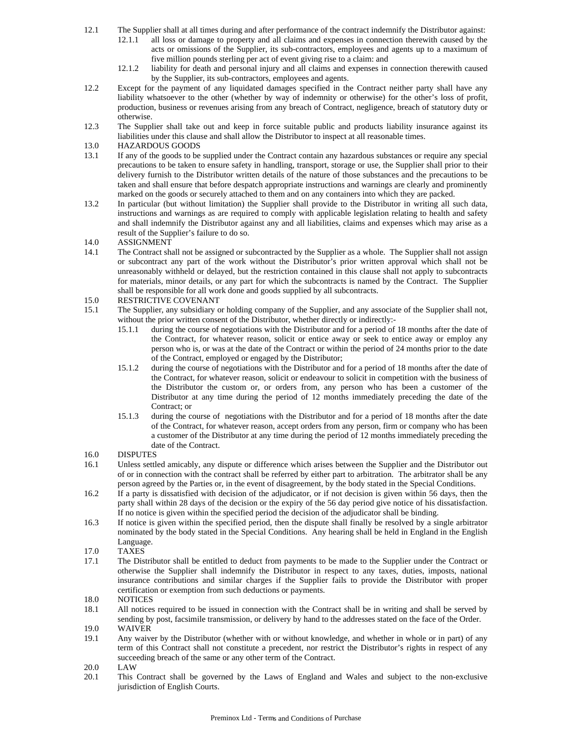12.1 The Supplier shall at all times during and after performance of the contract indemnify the Distributor against:

12.1.1 all loss or damage to property and all claims and expenses in connection therewith caused by the acts or omissions of the Supplier, its sub-contractors, employees and agents up to a maximum of five million pounds sterling per act of event giving rise to a claim: and

12.1.2 liability for death and personal injury and all claims and expenses in connection therewith caused by the Supplier, its sub-contractors, employees and agents.

12.2 Except for the payment of any liquidated damages specified in the Contract neither party shall have any liability whatsoever to the other (whether by way of indemnity or otherwise) for the other's loss of profit, production, business or revenues arising from any breach of Contract, negligence, breach of statutory duty or otherwise.

12.3 The Supplier shall take out and keep in force suitable public and products liability insurance against its liabilities under this clause and shall allow the Distributor to inspect at all reasonable times.

13.0 HAZARDOUS GOODS

13.1 If any of the goods to be supplied under the Contract contain any hazardous substances or require any special precautions to be taken to ensure safety in handling, transport, storage or use, the Supplier shall prior to their delivery furnish to the Distributor written details of the nature of those substances and the precautions to be taken and shall ensure that before despatch appropriate instructions and warnings are clearly and prominently marked on the goods or securely attached to them and on any containers into which they are packed.

13.2 In particular (but without limitation) the Supplier shall provide to the Distributor in writing all such data, instructions and warnings as are required to comply with applicable legislation relating to health and safety and shall indemnify the Distributor against any and all liabilities, claims and expenses which may arise as a result of the Supplier's failure to do so.

14.0 ASSIGNMENT

14.1 The Contract shall not be assigned or subcontracted by the Supplier as a whole. The Supplier shall not assign or subcontract any part of the work without the Distributor's prior written approval which shall not be unreasonably withheld or delayed, but the restriction contained in this clause shall not apply to subcontracts for materials, minor details, or any part for which the subcontracts is named by the Contract. The Supplier shall be responsible for all work done and goods supplied by all subcontracts.

15.0 RESTRICTIVE COVENANT

15.1 The Supplier, any subsidiary or holding company of the Supplier, and any associate of the Supplier shall not, without the prior written consent of the Distributor, whether directly or indirectly:-

15.1.1 during the course of negotiations with the Distributor and for a period of 18 months after the date of the Contract, for whatever reason, solicit or entice away or seek to entice away or employ any person who is, or was at the date of the Contract or within the period of 24 months prior to the date of the Contract, employed or engaged by the Distributor;

15.1.2 during the course of negotiations with the Distributor and for a period of 18 months after the date of the Contract, for whatever reason, solicit or endeavour to solicit in competition with the business of the Distributor the custom or, or orders from, any person who has been a customer of the Distributor at any time during the period of 12 months immediately preceding the date of the Contract; or

15.1.3 during the course of negotiations with the Distributor and for a period of 18 months after the date of the Contract, for whatever reason, accept orders from any person, firm or company who has been a customer of the Distributor at any time during the period of 12 months immediately preceding the date of the Contract.

16.0 DISPUTES

16.1 Unless settled amicably, any dispute or difference which arises between the Supplier and the Distributor out of or in connection with the contract shall be referred by either part to arbitration. The arbitrator shall be any person agreed by the Parties or, in the event of disagreement, by the body stated in the Special Conditions.

16.2 If a party is dissatisfied with decision of the adjudicator, or if not decision is given within 56 days, then the party shall within 28 days of the decision or the expiry of the 56 day period give notice of his dissatisfaction. If no notice is given within the specified period the decision of the adjudicator shall be binding.

16.3 If notice is given within the specified period, then the dispute shall finally be resolved by a single arbitrator nominated by the body stated in the Special Conditions. Any hearing shall be held in England in the English Language.

17.0 TAXES

17.1 The Distributor shall be entitled to deduct from payments to be made to the Supplier under the Contract or otherwise the Supplier shall indemnify the Distributor in respect to any taxes, duties, imposts, national insurance contributions and similar charges if the Supplier fails to provide the Distributor with proper certification or exemption from such deductions or payments.

18.0 NOTICES

18.1 All notices required to be issued in connection with the Contract shall be in writing and shall be served by sending by post, facsimile transmission, or delivery by hand to the addresses stated on the face of the Order.

19.0 WAIVER

19.1 Any waiver by the Distributor (whether with or without knowledge, and whether in whole or in part) of any term of this Contract shall not constitute a precedent, nor restrict the Distributor's rights in respect of any succeeding breach of the same or any other term of the Contract.

20.0 LAW

20.1 This Contract shall be governed by the Laws of England and Wales and subject to the non-exclusive jurisdiction of English Courts.